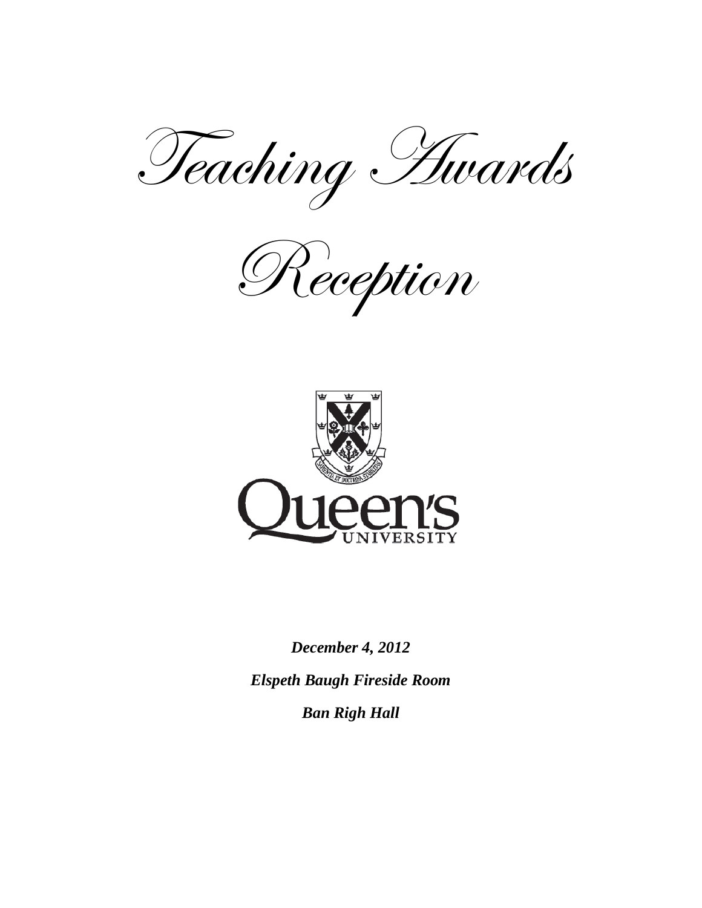# Teaching Awards

# Reception

***December 4, 2012***

***Elspeth Baugh Fireside Room***

***Ban Righ Hall***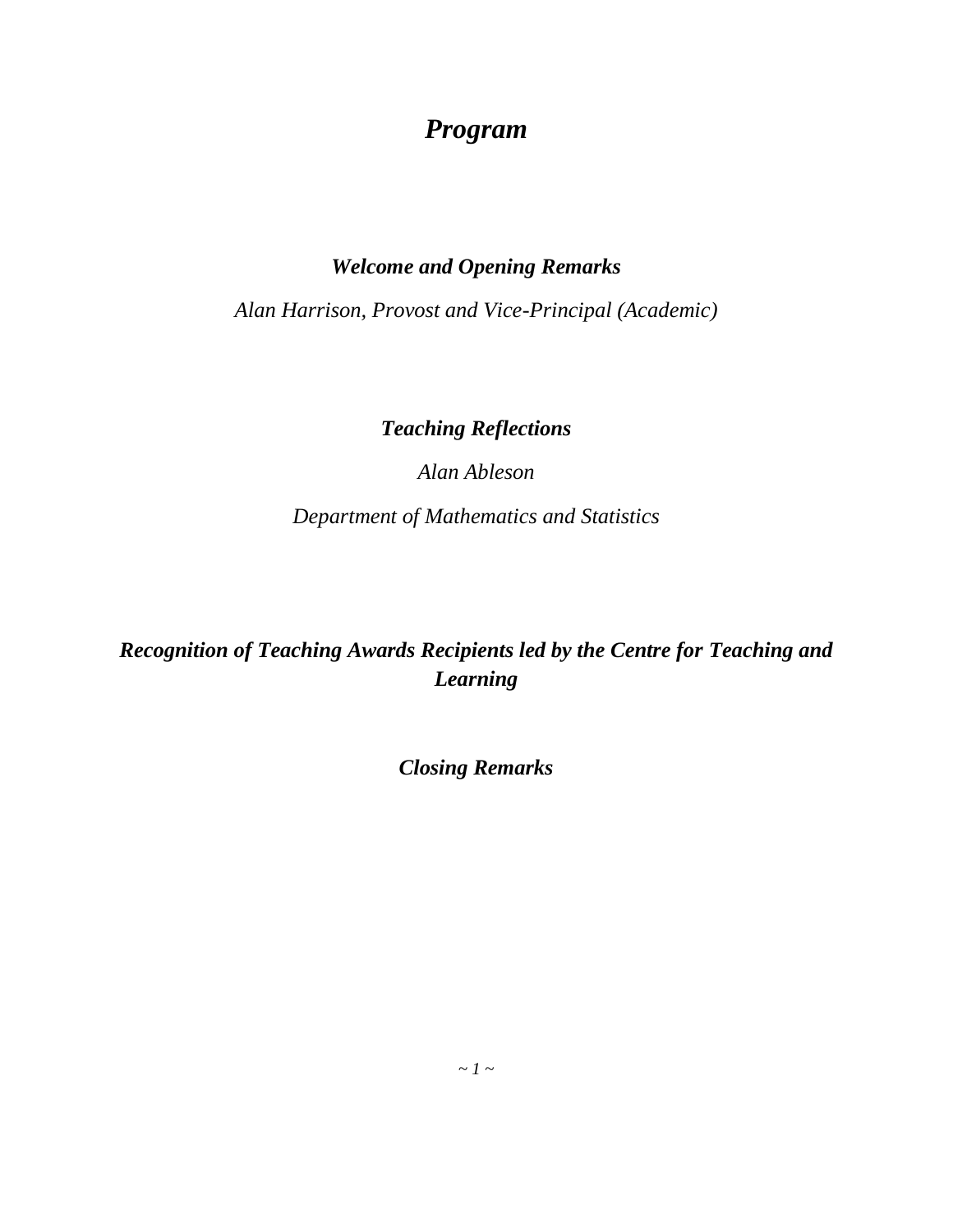# ***Program***

### ***Welcome and Opening Remarks***

*Alan Harrison, Provost and Vice-Principal (Academic)*

### ***Teaching Reflections***

*Alan Ableson*

*Department of Mathematics and Statistics*

### ***Recognition of Teaching Awards Recipients led by the Centre for Teaching and Learning***

### ***Closing Remarks***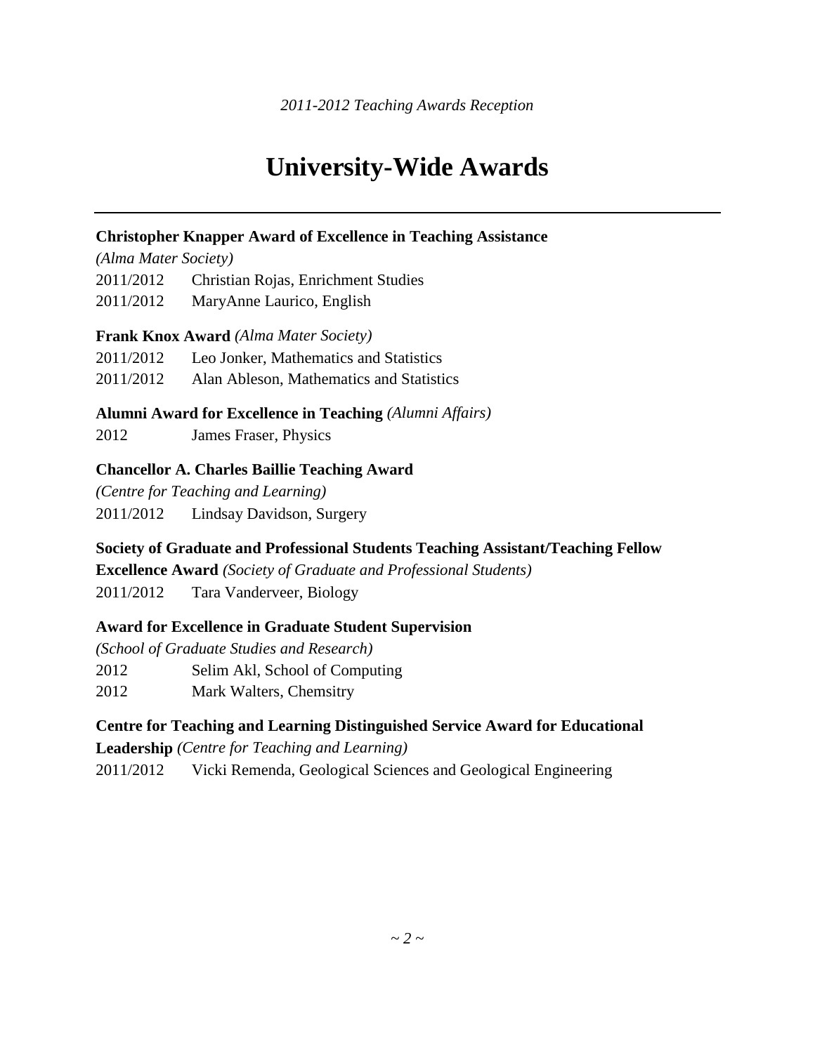# University-Wide Awards

---

**Christopher Knapper Award of Excellence in Teaching Assistance**
*(Alma Mater Society)*

2011/2012 Christian Rojas, Enrichment Studies
2011/2012 MaryAnne Laurico, English

**Frank Knox Award** *(Alma Mater Society)*

2011/2012 Leo Jonker, Mathematics and Statistics
2011/2012 Alan Ableson, Mathematics and Statistics

**Alumni Award for Excellence in Teaching** *(Alumni Affairs)*

2012 James Fraser, Physics

**Chancellor A. Charles Baillie Teaching Award**
*(Centre for Teaching and Learning)*

2011/2012 Lindsay Davidson, Surgery

**Society of Graduate and Professional Students Teaching Assistant/Teaching Fellow Excellence Award** *(Society of Graduate and Professional Students)*

2011/2012 Tara Vanderveer, Biology

**Award for Excellence in Graduate Student Supervision**
*(School of Graduate Studies and Research)*

2012 Selim Akl, School of Computing
2012 Mark Walters, Chemsitry

**Centre for Teaching and Learning Distinguished Service Award for Educational Leadership** *(Centre for Teaching and Learning)*

2011/2012 Vicki Remenda, Geological Sciences and Geological Engineering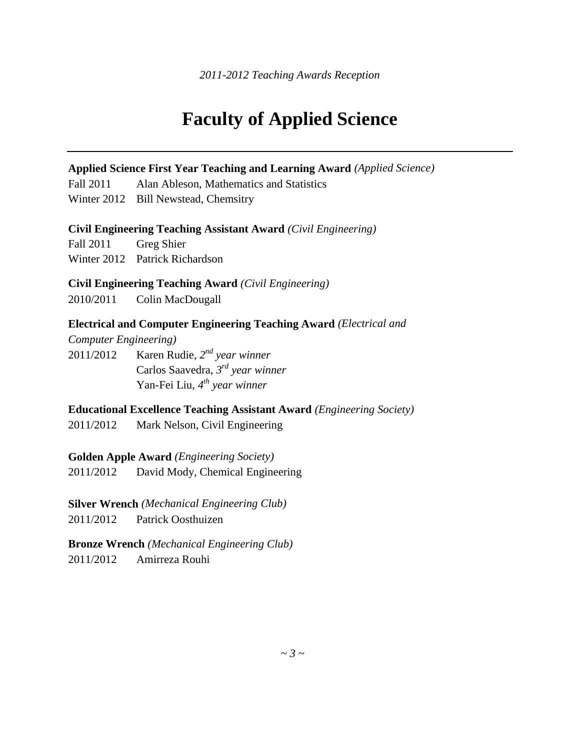# Faculty of Applied Science

---

**Applied Science First Year Teaching and Learning Award** *(Applied Science)*

Fall 2011 Alan Ableson, Mathematics and Statistics
Winter 2012 Bill Newstead, Chemsitry

**Civil Engineering Teaching Assistant Award** *(Civil Engineering)*

Fall 2011 Greg Shier
Winter 2012 Patrick Richardson

**Civil Engineering Teaching Award** *(Civil Engineering)*

2010/2011 Colin MacDougall

**Electrical and Computer Engineering Teaching Award** *(Electrical and Computer Engineering)*

2011/2012 Karen Rudie, *2nd year winner*
Carlos Saavedra, *3rd year winner*
Yan-Fei Liu, *4th year winner*

**Educational Excellence Teaching Assistant Award** *(Engineering Society)*

2011/2012 Mark Nelson, Civil Engineering

**Golden Apple Award** *(Engineering Society)*

2011/2012 David Mody, Chemical Engineering

**Silver Wrench** *(Mechanical Engineering Club)*

2011/2012 Patrick Oosthuizen

**Bronze Wrench** *(Mechanical Engineering Club)*

2011/2012 Amirreza Rouhi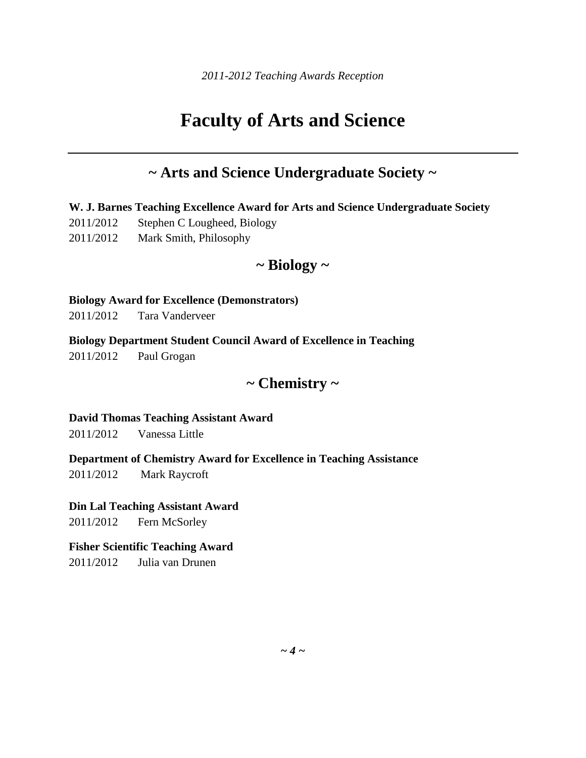# Faculty of Arts and Science

## ~ Arts and Science Undergraduate Society ~

**W. J. Barnes Teaching Excellence Award for Arts and Science Undergraduate Society**

2011/2012 Stephen C Lougheed, Biology

2011/2012 Mark Smith, Philosophy

## ~ Biology ~

**Biology Award for Excellence (Demonstrators)**

2011/2012 Tara Vanderveer

**Biology Department Student Council Award of Excellence in Teaching**

2011/2012 Paul Grogan

## ~ Chemistry ~

**David Thomas Teaching Assistant Award**

2011/2012 Vanessa Little

**Department of Chemistry Award for Excellence in Teaching Assistance**

2011/2012 Mark Raycroft

**Din Lal Teaching Assistant Award**

2011/2012 Fern McSorley

**Fisher Scientific Teaching Award**

2011/2012 Julia van Drunen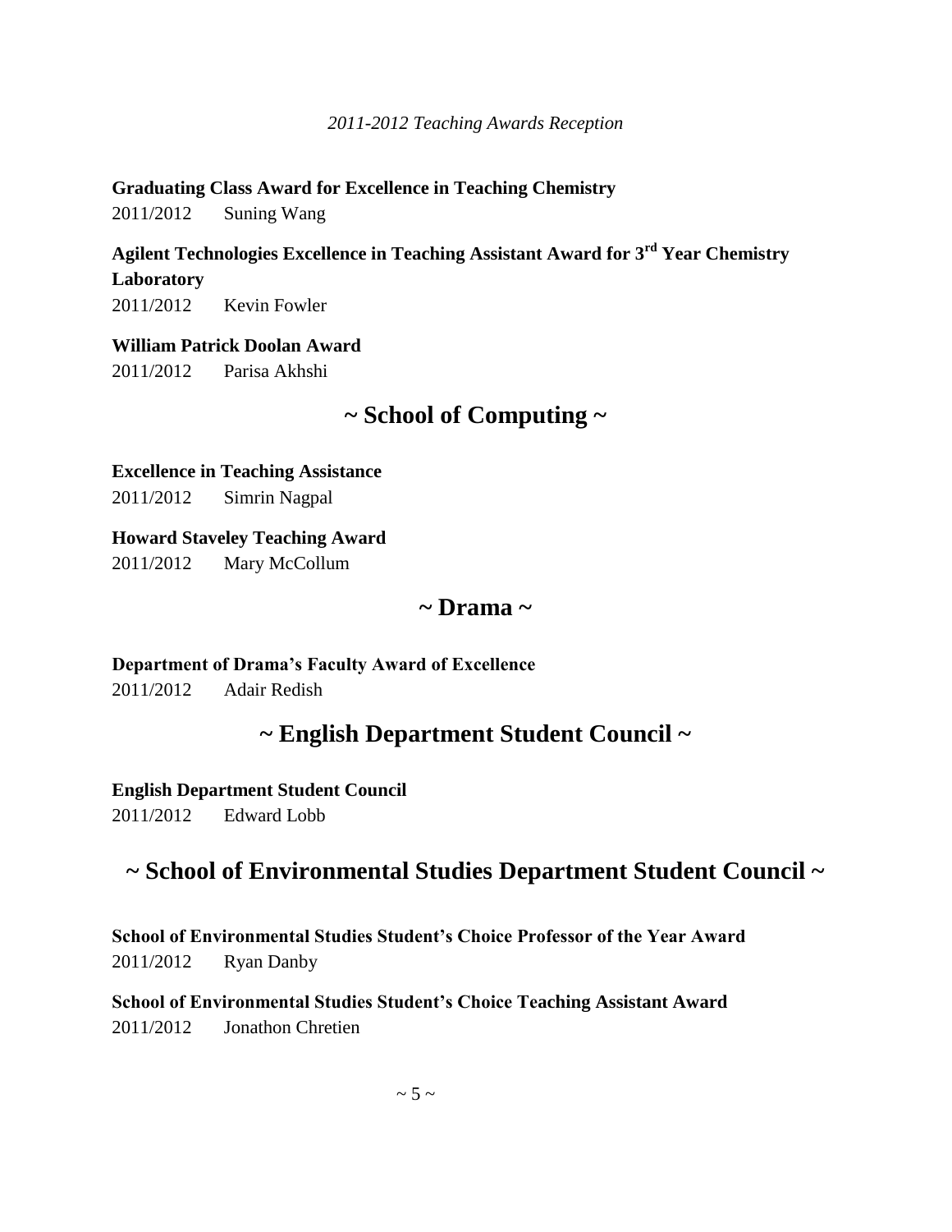**Graduating Class Award for Excellence in Teaching Chemistry**

2011/2012 Suning Wang

**Agilent Technologies Excellence in Teaching Assistant Award for 3rd Year Chemistry Laboratory**

2011/2012 Kevin Fowler

**William Patrick Doolan Award**

2011/2012 Parisa Akhshi

## ~ School of Computing ~

**Excellence in Teaching Assistance**

2011/2012 Simrin Nagpal

**Howard Staveley Teaching Award**

2011/2012 Mary McCollum

## ~ Drama ~

**Department of Drama's Faculty Award of Excellence**

2011/2012 Adair Redish

## ~ English Department Student Council ~

**English Department Student Council**

2011/2012 Edward Lobb

## ~ School of Environmental Studies Department Student Council ~

**School of Environmental Studies Student's Choice Professor of the Year Award**

2011/2012 Ryan Danby

**School of Environmental Studies Student's Choice Teaching Assistant Award**

2011/2012 Jonathon Chretien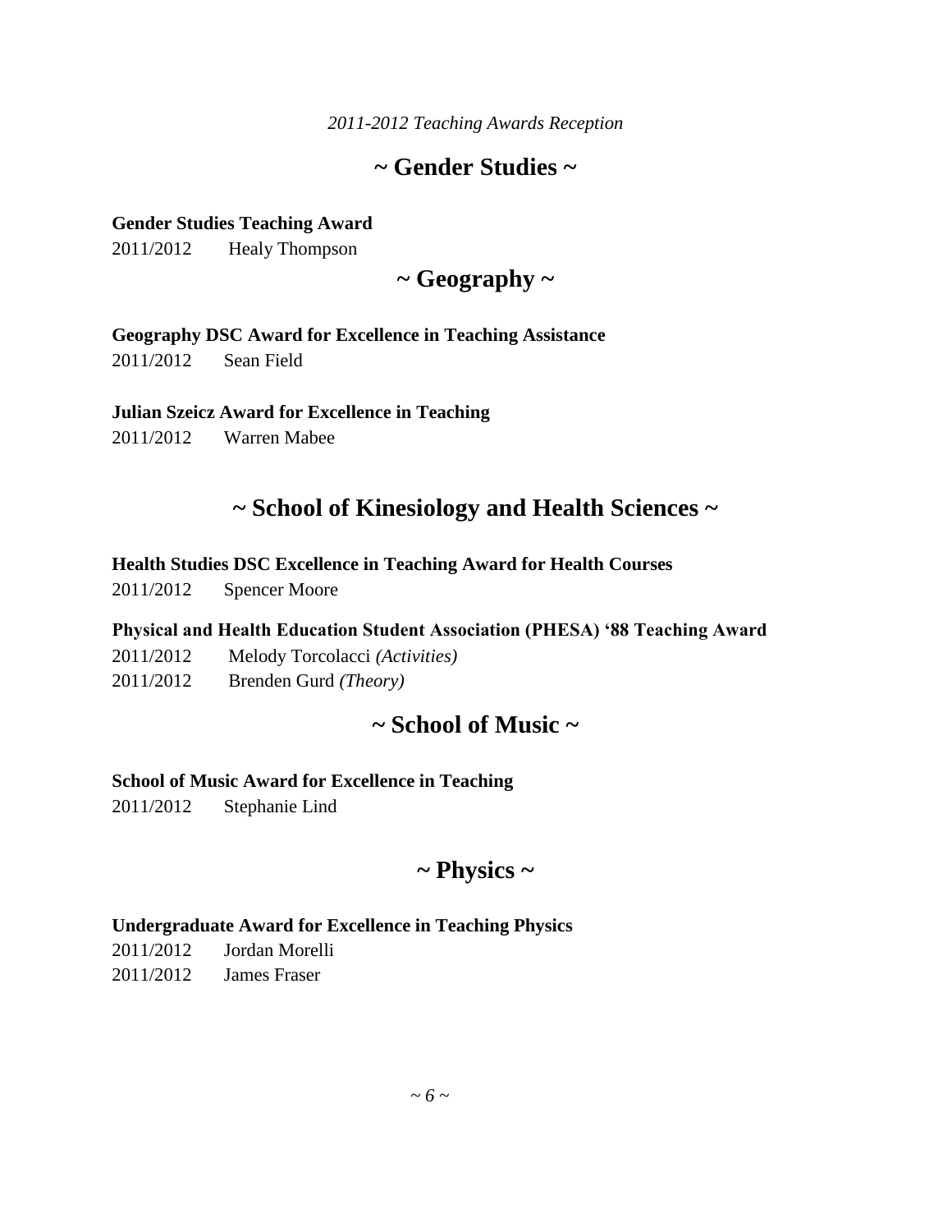## ~ Gender Studies ~

**Gender Studies Teaching Award**

2011/2012 Healy Thompson

## ~ Geography ~

**Geography DSC Award for Excellence in Teaching Assistance**

2011/2012 Sean Field

**Julian Szeicz Award for Excellence in Teaching**

2011/2012 Warren Mabee

## ~ School of Kinesiology and Health Sciences ~

**Health Studies DSC Excellence in Teaching Award for Health Courses**

2011/2012 Spencer Moore

**Physical and Health Education Student Association (PHESA) '88 Teaching Award**

2011/2012 Melody Torcolacci *(Activities)*

2011/2012 Brenden Gurd *(Theory)*

## ~ School of Music ~

**School of Music Award for Excellence in Teaching**

2011/2012 Stephanie Lind

## ~ Physics ~

**Undergraduate Award for Excellence in Teaching Physics**

2011/2012 Jordan Morelli

2011/2012 James Fraser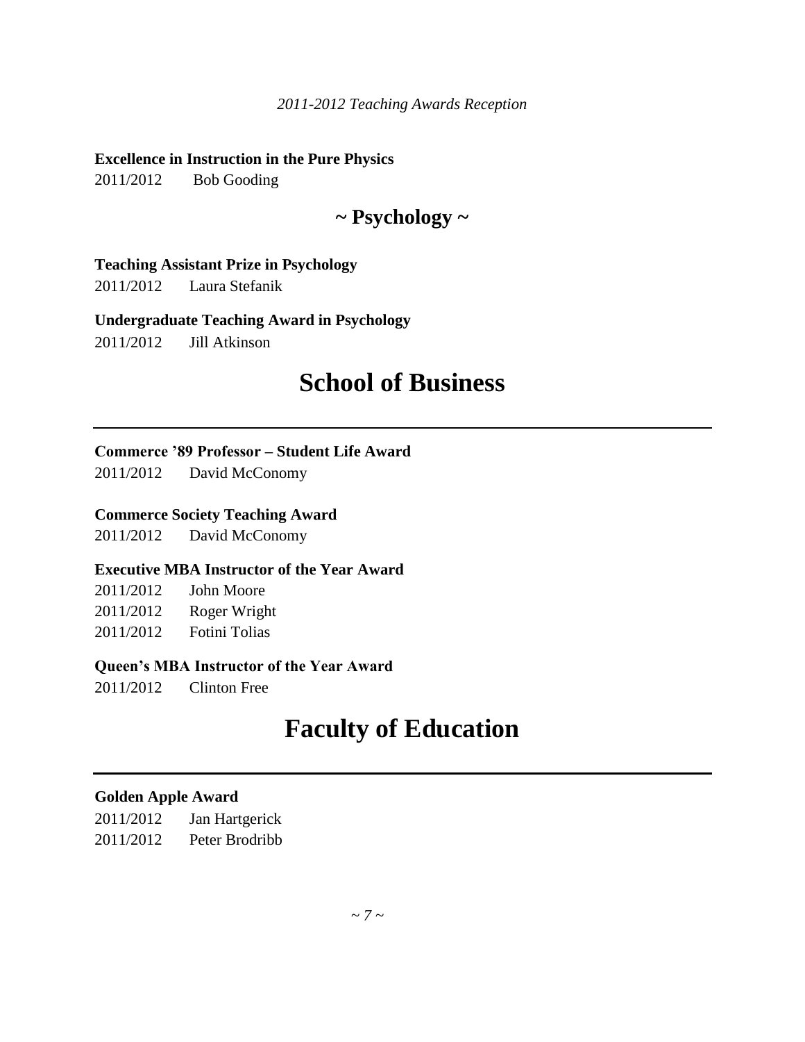**Excellence in Instruction in the Pure Physics**

2011/2012 Bob Gooding

## ~ Psychology ~

**Teaching Assistant Prize in Psychology**

2011/2012 Laura Stefanik

**Undergraduate Teaching Award in Psychology**

2011/2012 Jill Atkinson

# School of Business

**Commerce '89 Professor – Student Life Award**

2011/2012 David McConomy

**Commerce Society Teaching Award**

2011/2012 David McConomy

**Executive MBA Instructor of the Year Award**

2011/2012 John Moore
2011/2012 Roger Wright
2011/2012 Fotini Tolias

**Queen's MBA Instructor of the Year Award**

2011/2012 Clinton Free

# Faculty of Education

**Golden Apple Award**

2011/2012 Jan Hartgerick
2011/2012 Peter Brodribb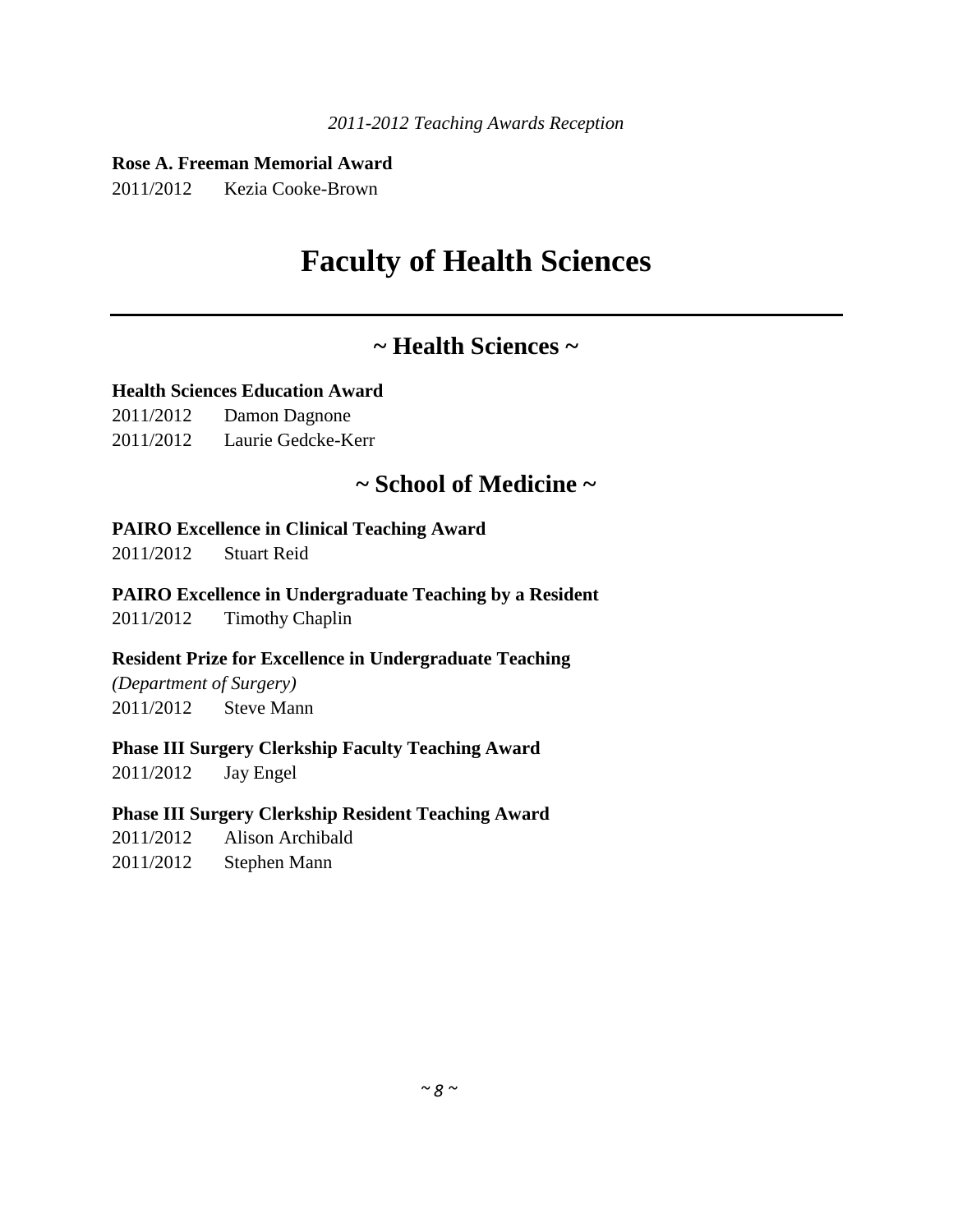**Rose A. Freeman Memorial Award**

2011/2012 Kezia Cooke-Brown

# Faculty of Health Sciences

## ~ Health Sciences ~

**Health Sciences Education Award**

2011/2012 Damon Dagnone

2011/2012 Laurie Gedcke-Kerr

## ~ School of Medicine ~

**PAIRO Excellence in Clinical Teaching Award**

2011/2012 Stuart Reid

**PAIRO Excellence in Undergraduate Teaching by a Resident**

2011/2012 Timothy Chaplin

**Resident Prize for Excellence in Undergraduate Teaching**

*(Department of Surgery)*

2011/2012 Steve Mann

**Phase III Surgery Clerkship Faculty Teaching Award**

2011/2012 Jay Engel

**Phase III Surgery Clerkship Resident Teaching Award**

2011/2012 Alison Archibald

2011/2012 Stephen Mann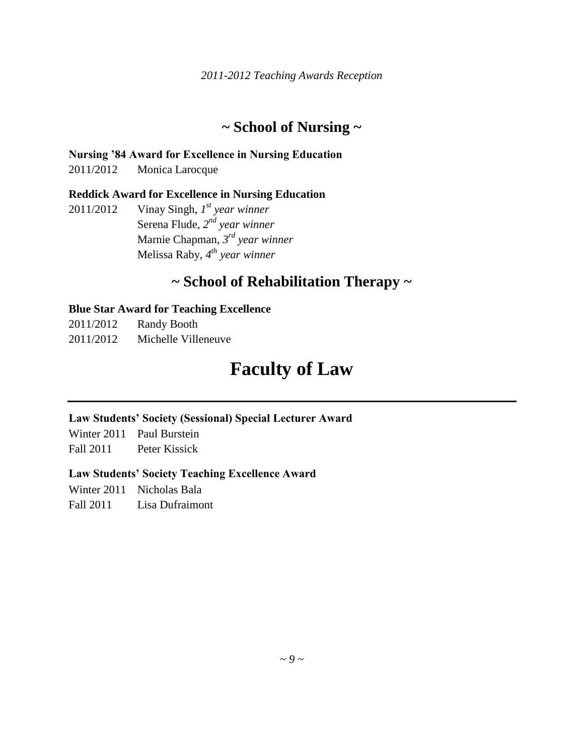## ~ School of Nursing ~

**Nursing ’84 Award for Excellence in Nursing Education**

2011/2012 Monica Larocque

**Reddick Award for Excellence in Nursing Education**

2011/2012 Vinay Singh, *1st year winner*
Serena Flude, *2nd year winner*
Marnie Chapman, *3rd year winner*
Melissa Raby, *4th year winner*

## ~ School of Rehabilitation Therapy ~

**Blue Star Award for Teaching Excellence**

2011/2012 Randy Booth
2011/2012 Michelle Villeneuve

# Faculty of Law

---

**Law Students’ Society (Sessional) Special Lecturer Award**

Winter 2011 Paul Burstein
Fall 2011 Peter Kissick

**Law Students’ Society Teaching Excellence Award**

Winter 2011 Nicholas Bala
Fall 2011 Lisa Dufraimont